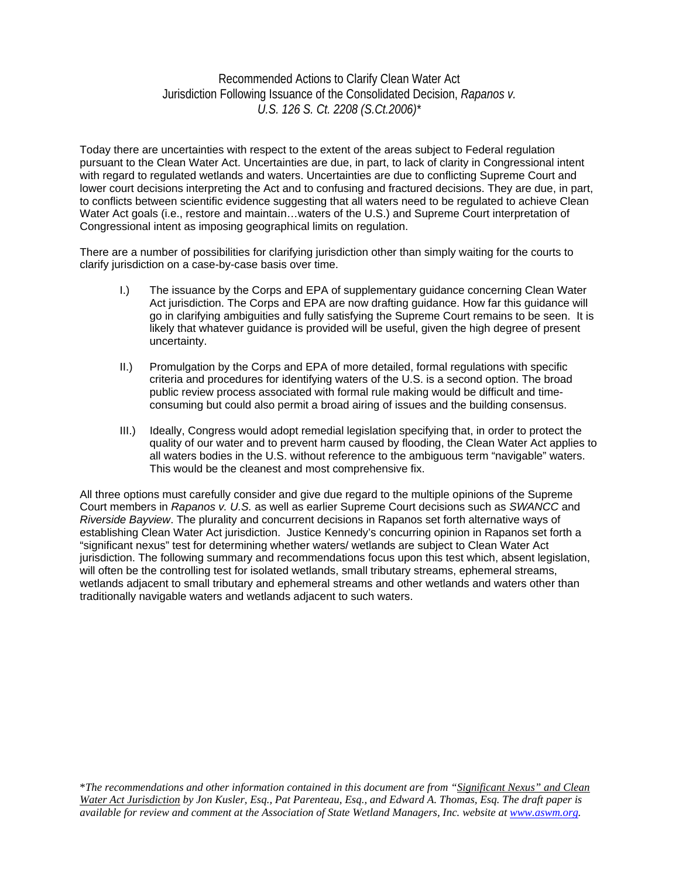# Recommended Actions to Clarify Clean Water Act Jurisdiction Following Issuance of the Consolidated Decision, *Rapanos v. U.S. 126 S. Ct. 2208 (S.Ct.2006)**

Today there are uncertainties with respect to the extent of the areas subject to Federal regulation pursuant to the Clean Water Act. Uncertainties are due, in part, to lack of clarity in Congressional intent with regard to regulated wetlands and waters. Uncertainties are due to conflicting Supreme Court and lower court decisions interpreting the Act and to confusing and fractured decisions. They are due, in part, to conflicts between scientific evidence suggesting that all waters need to be regulated to achieve Clean Water Act goals (i.e., restore and maintain…waters of the U.S.) and Supreme Court interpretation of Congressional intent as imposing geographical limits on regulation.

There are a number of possibilities for clarifying jurisdiction other than simply waiting for the courts to clarify jurisdiction on a case-by-case basis over time.

I.) The issuance by the Corps and EPA of supplementary guidance concerning Clean Water Act jurisdiction. The Corps and EPA are now drafting guidance. How far this guidance will go in clarifying ambiguities and fully satisfying the Supreme Court remains to be seen. It is likely that whatever guidance is provided will be useful, given the high degree of present uncertainty.

II.) Promulgation by the Corps and EPA of more detailed, formal regulations with specific criteria and procedures for identifying waters of the U.S. is a second option. The broad public review process associated with formal rule making would be difficult and time-consuming but could also permit a broad airing of issues and the building consensus.

III.) Ideally, Congress would adopt remedial legislation specifying that, in order to protect the quality of our water and to prevent harm caused by flooding, the Clean Water Act applies to all waters bodies in the U.S. without reference to the ambiguous term "navigable" waters. This would be the cleanest and most comprehensive fix.

All three options must carefully consider and give due regard to the multiple opinions of the Supreme Court members in *Rapanos v. U.S.* as well as earlier Supreme Court decisions such as *SWANCC* and *Riverside Bayview*. The plurality and concurrent decisions in Rapanos set forth alternative ways of establishing Clean Water Act jurisdiction. Justice Kennedy's concurring opinion in Rapanos set forth a "significant nexus" test for determining whether waters/ wetlands are subject to Clean Water Act jurisdiction. The following summary and recommendations focus upon this test which, absent legislation, will often be the controlling test for isolated wetlands, small tributary streams, ephemeral streams, wetlands adjacent to small tributary and ephemeral streams and other wetlands and waters other than traditionally navigable waters and wetlands adjacent to such waters.

**The recommendations and other information contained in this document are from "Significant Nexus" and Clean Water Act Jurisdiction by Jon Kusler, Esq., Pat Parenteau, Esq., and Edward A. Thomas, Esq. The draft paper is available for review and comment at the Association of State Wetland Managers, Inc. website at www.aswm.org.*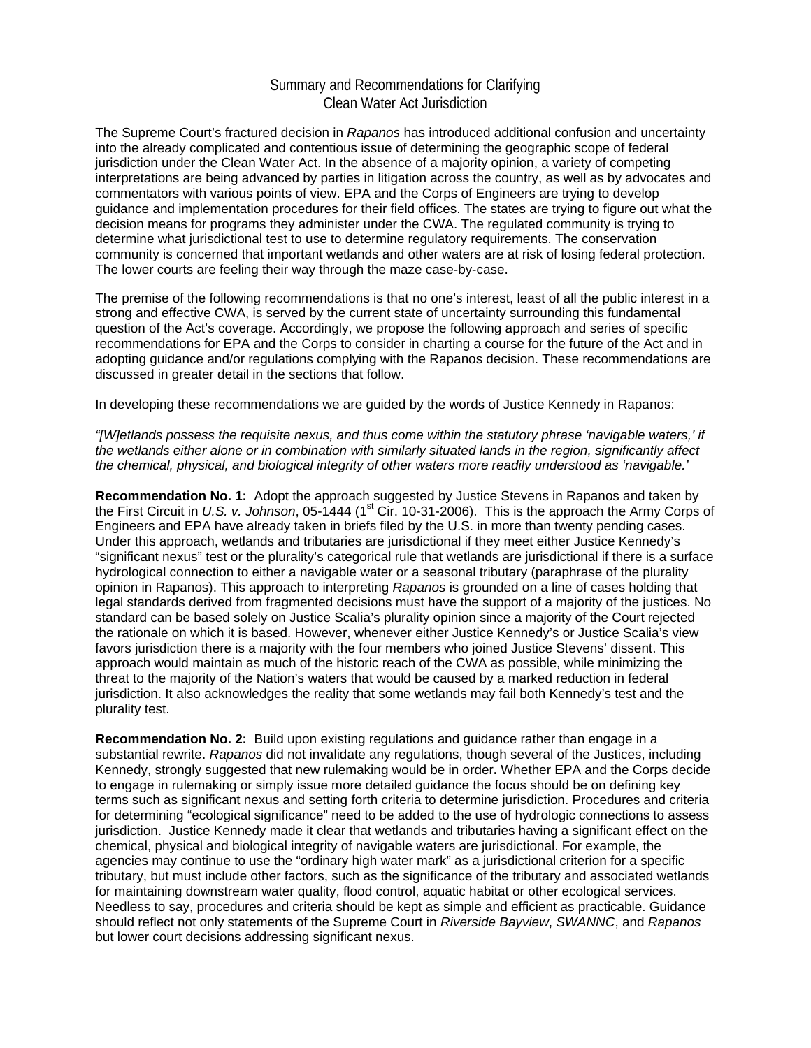# Summary and Recommendations for Clarifying Clean Water Act Jurisdiction

The Supreme Court's fractured decision in *Rapanos* has introduced additional confusion and uncertainty into the already complicated and contentious issue of determining the geographic scope of federal jurisdiction under the Clean Water Act. In the absence of a majority opinion, a variety of competing interpretations are being advanced by parties in litigation across the country, as well as by advocates and commentators with various points of view. EPA and the Corps of Engineers are trying to develop guidance and implementation procedures for their field offices. The states are trying to figure out what the decision means for programs they administer under the CWA. The regulated community is trying to determine what jurisdictional test to use to determine regulatory requirements. The conservation community is concerned that important wetlands and other waters are at risk of losing federal protection. The lower courts are feeling their way through the maze case-by-case.

The premise of the following recommendations is that no one's interest, least of all the public interest in a strong and effective CWA, is served by the current state of uncertainty surrounding this fundamental question of the Act's coverage. Accordingly, we propose the following approach and series of specific recommendations for EPA and the Corps to consider in charting a course for the future of the Act and in adopting guidance and/or regulations complying with the Rapanos decision. These recommendations are discussed in greater detail in the sections that follow.

In developing these recommendations we are guided by the words of Justice Kennedy in Rapanos:

*"[W]etlands possess the requisite nexus, and thus come within the statutory phrase 'navigable waters,' if the wetlands either alone or in combination with similarly situated lands in the region, significantly affect the chemical, physical, and biological integrity of other waters more readily understood as 'navigable.'*

**Recommendation No. 1:** Adopt the approach suggested by Justice Stevens in Rapanos and taken by the First Circuit in *U.S. v. Johnson*, 05-1444 (1st Cir. 10-31-2006). This is the approach the Army Corps of Engineers and EPA have already taken in briefs filed by the U.S. in more than twenty pending cases. Under this approach, wetlands and tributaries are jurisdictional if they meet either Justice Kennedy's "significant nexus" test or the plurality's categorical rule that wetlands are jurisdictional if there is a surface hydrological connection to either a navigable water or a seasonal tributary (paraphrase of the plurality opinion in Rapanos). This approach to interpreting *Rapanos* is grounded on a line of cases holding that legal standards derived from fragmented decisions must have the support of a majority of the justices. No standard can be based solely on Justice Scalia's plurality opinion since a majority of the Court rejected the rationale on which it is based. However, whenever either Justice Kennedy's or Justice Scalia's view favors jurisdiction there is a majority with the four members who joined Justice Stevens' dissent. This approach would maintain as much of the historic reach of the CWA as possible, while minimizing the threat to the majority of the Nation's waters that would be caused by a marked reduction in federal jurisdiction. It also acknowledges the reality that some wetlands may fail both Kennedy's test and the plurality test.

**Recommendation No. 2:** Build upon existing regulations and guidance rather than engage in a substantial rewrite. *Rapanos* did not invalidate any regulations, though several of the Justices, including Kennedy, strongly suggested that new rulemaking would be in order**.** Whether EPA and the Corps decide to engage in rulemaking or simply issue more detailed guidance the focus should be on defining key terms such as significant nexus and setting forth criteria to determine jurisdiction. Procedures and criteria for determining "ecological significance" need to be added to the use of hydrologic connections to assess jurisdiction. Justice Kennedy made it clear that wetlands and tributaries having a significant effect on the chemical, physical and biological integrity of navigable waters are jurisdictional. For example, the agencies may continue to use the "ordinary high water mark" as a jurisdictional criterion for a specific tributary, but must include other factors, such as the significance of the tributary and associated wetlands for maintaining downstream water quality, flood control, aquatic habitat or other ecological services. Needless to say, procedures and criteria should be kept as simple and efficient as practicable. Guidance should reflect not only statements of the Supreme Court in *Riverside Bayview*, *SWANNC*, and *Rapanos* but lower court decisions addressing significant nexus.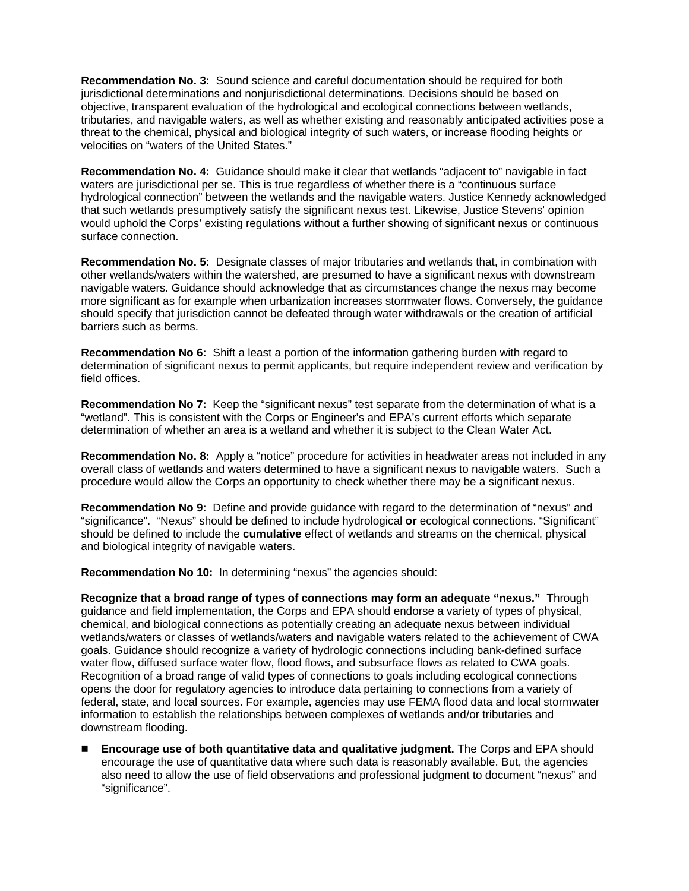**Recommendation No. 3:** Sound science and careful documentation should be required for both jurisdictional determinations and nonjurisdictional determinations. Decisions should be based on objective, transparent evaluation of the hydrological and ecological connections between wetlands, tributaries, and navigable waters, as well as whether existing and reasonably anticipated activities pose a threat to the chemical, physical and biological integrity of such waters, or increase flooding heights or velocities on "waters of the United States."

**Recommendation No. 4:** Guidance should make it clear that wetlands "adjacent to" navigable in fact waters are jurisdictional per se. This is true regardless of whether there is a "continuous surface hydrological connection" between the wetlands and the navigable waters. Justice Kennedy acknowledged that such wetlands presumptively satisfy the significant nexus test. Likewise, Justice Stevens' opinion would uphold the Corps' existing regulations without a further showing of significant nexus or continuous surface connection.

**Recommendation No. 5:** Designate classes of major tributaries and wetlands that, in combination with other wetlands/waters within the watershed, are presumed to have a significant nexus with downstream navigable waters. Guidance should acknowledge that as circumstances change the nexus may become more significant as for example when urbanization increases stormwater flows. Conversely, the guidance should specify that jurisdiction cannot be defeated through water withdrawals or the creation of artificial barriers such as berms.

**Recommendation No 6:** Shift a least a portion of the information gathering burden with regard to determination of significant nexus to permit applicants, but require independent review and verification by field offices.

**Recommendation No 7:** Keep the "significant nexus" test separate from the determination of what is a "wetland". This is consistent with the Corps or Engineer's and EPA's current efforts which separate determination of whether an area is a wetland and whether it is subject to the Clean Water Act.

**Recommendation No. 8:** Apply a "notice" procedure for activities in headwater areas not included in any overall class of wetlands and waters determined to have a significant nexus to navigable waters. Such a procedure would allow the Corps an opportunity to check whether there may be a significant nexus.

**Recommendation No 9:** Define and provide guidance with regard to the determination of "nexus" and "significance". "Nexus" should be defined to include hydrological **or** ecological connections. "Significant" should be defined to include the **cumulative** effect of wetlands and streams on the chemical, physical and biological integrity of navigable waters.

**Recommendation No 10:** In determining "nexus" the agencies should:

**Recognize that a broad range of types of connections may form an adequate "nexus."** Through guidance and field implementation, the Corps and EPA should endorse a variety of types of physical, chemical, and biological connections as potentially creating an adequate nexus between individual wetlands/waters or classes of wetlands/waters and navigable waters related to the achievement of CWA goals. Guidance should recognize a variety of hydrologic connections including bank-defined surface water flow, diffused surface water flow, flood flows, and subsurface flows as related to CWA goals. Recognition of a broad range of valid types of connections to goals including ecological connections opens the door for regulatory agencies to introduce data pertaining to connections from a variety of federal, state, and local sources. For example, agencies may use FEMA flood data and local stormwater information to establish the relationships between complexes of wetlands and/or tributaries and downstream flooding.

- **Encourage use of both quantitative data and qualitative judgment.** The Corps and EPA should encourage the use of quantitative data where such data is reasonably available. But, the agencies also need to allow the use of field observations and professional judgment to document "nexus" and "significance".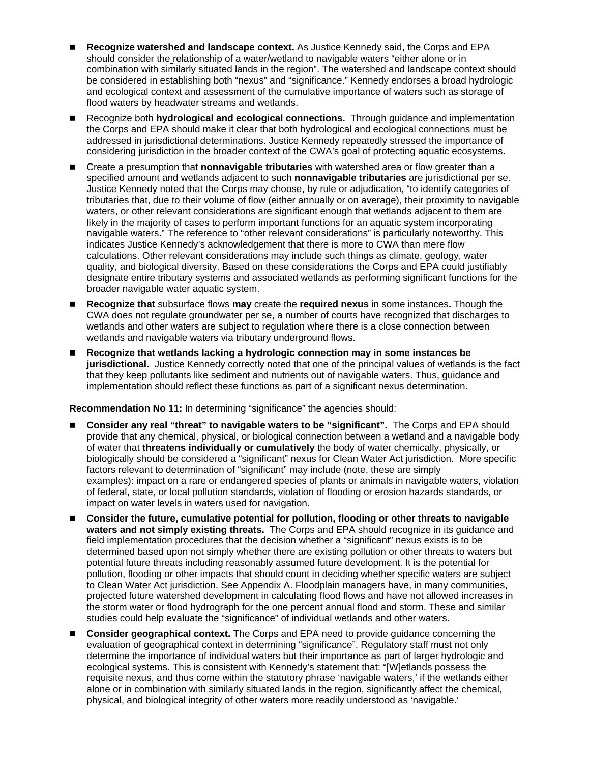- **Recognize watershed and landscape context.** As Justice Kennedy said, the Corps and EPA should consider the relationship of a water/wetland to navigable waters "either alone or in combination with similarly situated lands in the region". The watershed and landscape context should be considered in establishing both "nexus" and "significance." Kennedy endorses a broad hydrologic and ecological context and assessment of the cumulative importance of waters such as storage of flood waters by headwater streams and wetlands.
- Recognize both **hydrological and ecological connections.** Through guidance and implementation the Corps and EPA should make it clear that both hydrological and ecological connections must be addressed in jurisdictional determinations. Justice Kennedy repeatedly stressed the importance of considering jurisdiction in the broader context of the CWA's goal of protecting aquatic ecosystems.
- Create a presumption that **nonnavigable tributaries** with watershed area or flow greater than a specified amount and wetlands adjacent to such **nonnavigable tributaries** are jurisdictional per se. Justice Kennedy noted that the Corps may choose, by rule or adjudication, "to identify categories of tributaries that, due to their volume of flow (either annually or on average), their proximity to navigable waters, or other relevant considerations are significant enough that wetlands adjacent to them are likely in the majority of cases to perform important functions for an aquatic system incorporating navigable waters." The reference to "other relevant considerations" is particularly noteworthy. This indicates Justice Kennedy's acknowledgement that there is more to CWA than mere flow calculations. Other relevant considerations may include such things as climate, geology, water quality, and biological diversity. Based on these considerations the Corps and EPA could justifiably designate entire tributary systems and associated wetlands as performing significant functions for the broader navigable water aquatic system.
- **Recognize that** subsurface flows **may** create the **required nexus** in some instances**.** Though the CWA does not regulate groundwater per se, a number of courts have recognized that discharges to wetlands and other waters are subject to regulation where there is a close connection between wetlands and navigable waters via tributary underground flows.
- **Recognize that wetlands lacking a hydrologic connection may in some instances be jurisdictional.** Justice Kennedy correctly noted that one of the principal values of wetlands is the fact that they keep pollutants like sediment and nutrients out of navigable waters. Thus, guidance and implementation should reflect these functions as part of a significant nexus determination.

**Recommendation No 11:** In determining "significance" the agencies should:

- **Consider any real "threat" to navigable waters to be "significant".** The Corps and EPA should provide that any chemical, physical, or biological connection between a wetland and a navigable body of water that **threatens individually or cumulatively** the body of water chemically, physically, or biologically should be considered a "significant" nexus for Clean Water Act jurisdiction. More specific factors relevant to determination of "significant" may include (note, these are simply examples): impact on a rare or endangered species of plants or animals in navigable waters, violation of federal, state, or local pollution standards, violation of flooding or erosion hazards standards, or impact on water levels in waters used for navigation.
- **Consider the future, cumulative potential for pollution, flooding or other threats to navigable waters and not simply existing threats.** The Corps and EPA should recognize in its guidance and field implementation procedures that the decision whether a "significant" nexus exists is to be determined based upon not simply whether there are existing pollution or other threats to waters but potential future threats including reasonably assumed future development. It is the potential for pollution, flooding or other impacts that should count in deciding whether specific waters are subject to Clean Water Act jurisdiction. See Appendix A. Floodplain managers have, in many communities, projected future watershed development in calculating flood flows and have not allowed increases in the storm water or flood hydrograph for the one percent annual flood and storm. These and similar studies could help evaluate the "significance" of individual wetlands and other waters.
- **Consider geographical context.** The Corps and EPA need to provide guidance concerning the evaluation of geographical context in determining "significance". Regulatory staff must not only determine the importance of individual waters but their importance as part of larger hydrologic and ecological systems. This is consistent with Kennedy's statement that: "[W]etlands possess the requisite nexus, and thus come within the statutory phrase 'navigable waters,' if the wetlands either alone or in combination with similarly situated lands in the region, significantly affect the chemical, physical, and biological integrity of other waters more readily understood as 'navigable.'